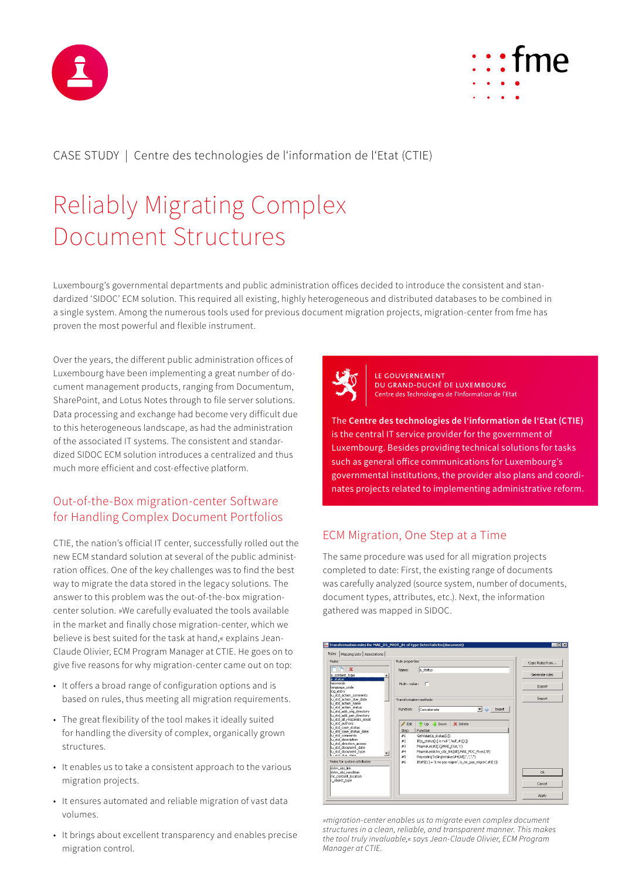CASE STUDY | Centre des technologies de l'information de l'Etat (CTIE)

# Reliably Migrating Complex Document Structures

Luxembourg's governmental departments and public administration offices decided to introduce the consistent and standardized 'SIDOC' ECM solution. This required all existing, highly heterogeneous and distributed databases to be combined in a single system. Among the numerous tools used for previous document migration projects, migration-center from fme has proven the most powerful and flexible instrument.

Over the years, the different public administration offices of Luxembourg have been implementing a great number of document management products, ranging from Documentum, SharePoint, and Lotus Notes through to file server solutions. Data processing and exchange had become very difficult due to this heterogeneous landscape, as had the administration of the associated IT systems. The consistent and standardized SIDOC ECM solution introduces a centralized and thus much more efficient and cost-effective platform.

## Out-of-the-Box migration-center Software for Handling Complex Document Portfolios

CTIE, the nation's official IT center, successfully rolled out the new ECM standard solution at several of the public administration offices. One of the key challenges was to find the best way to migrate the data stored in the legacy solutions. The answer to this problem was the out-of-the-box migration-center solution. »We carefully evaluated the tools available in the market and finally chose migration-center, which we believe is best suited for the task at hand,« explains Jean-Claude Olivier, ECM Program Manager at CTIE. He goes on to give five reasons for why migration-center came out on top:

- It offers a broad range of configuration options and is based on rules, thus meeting all migration requirements.
- The great flexibility of the tool makes it ideally suited for handling the diversity of complex, organically grown structures.
- It enables us to take a consistent approach to the various migration projects.
- It ensures automated and reliable migration of vast data volumes.
- It brings about excellent transparency and enables precise migration control.

LE GOUVERNEMENT
DU GRAND-DUCHÉ DE LUXEMBOURG
Centre des Technologies de l'Information de l'Etat

The **Centre des technologies de l'information de l'Etat (CTIE)** is the central IT service provider for the government of Luxembourg. Besides providing technical solutions for tasks such as general office communications for Luxembourg's governmental institutions, the provider also plans and coordinates projects related to implementing administrative reform.

## ECM Migration, One Step at a Time

The same procedure was used for all migration projects completed to date: First, the existing range of documents was carefully analyzed (source system, number of documents, document types, attributes, etc.). Next, the information gathered was mapped in SIDOC.

*»migration-center enables us to migrate even complex document structures in a clean, reliable, and transparent manner. This makes the tool truly invaluable,« says Jean-Claude Olivier, ECM Program Manager at CTIE.*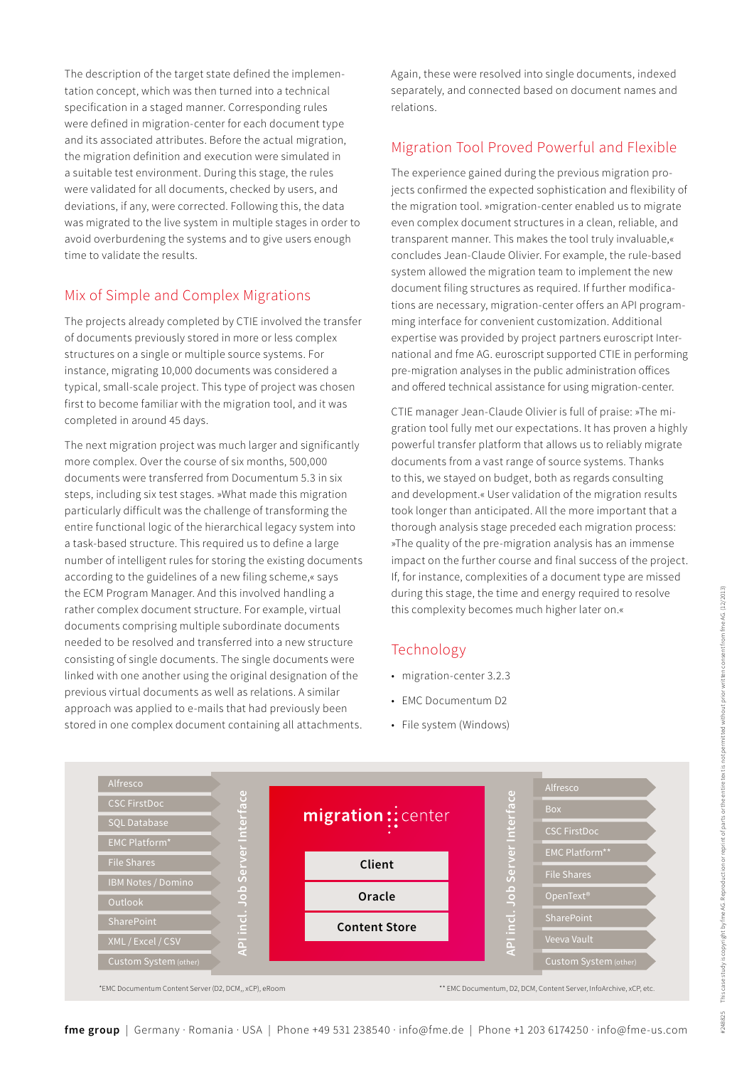The description of the target state defined the implementation concept, which was then turned into a technical specification in a staged manner. Corresponding rules were defined in migration-center for each document type and its associated attributes. Before the actual migration, the migration definition and execution were simulated in a suitable test environment. During this stage, the rules were validated for all documents, checked by users, and deviations, if any, were corrected. Following this, the data was migrated to the live system in multiple stages in order to avoid overburdening the systems and to give users enough time to validate the results.

## Mix of Simple and Complex Migrations

The projects already completed by CTIE involved the transfer of documents previously stored in more or less complex structures on a single or multiple source systems. For instance, migrating 10,000 documents was considered a typical, small-scale project. This type of project was chosen first to become familiar with the migration tool, and it was completed in around 45 days.

The next migration project was much larger and significantly more complex. Over the course of six months, 500,000 documents were transferred from Documentum 5.3 in six steps, including six test stages. »What made this migration particularly difficult was the challenge of transforming the entire functional logic of the hierarchical legacy system into a task-based structure. This required us to define a large number of intelligent rules for storing the existing documents according to the guidelines of a new filing scheme,« says the ECM Program Manager. And this involved handling a rather complex document structure. For example, virtual documents comprising multiple subordinate documents needed to be resolved and transferred into a new structure consisting of single documents. The single documents were linked with one another using the original designation of the previous virtual documents as well as relations. A similar approach was applied to e-mails that had previously been stored in one complex document containing all attachments. Again, these were resolved into single documents, indexed separately, and connected based on document names and relations.

## Migration Tool Proved Powerful and Flexible

The experience gained during the previous migration projects confirmed the expected sophistication and flexibility of the migration tool. »migration-center enabled us to migrate even complex document structures in a clean, reliable, and transparent manner. This makes the tool truly invaluable,« concludes Jean-Claude Olivier. For example, the rule-based system allowed the migration team to implement the new document filing structures as required. If further modifications are necessary, migration-center offers an API programming interface for convenient customization. Additional expertise was provided by project partners euroscript International and fme AG. euroscript supported CTIE in performing pre-migration analyses in the public administration offices and offered technical assistance for using migration-center.

CTIE manager Jean-Claude Olivier is full of praise: »The migration tool fully met our expectations. It has proven a highly powerful transfer platform that allows us to reliably migrate documents from a vast range of source systems. Thanks to this, we stayed on budget, both as regards consulting and development.« User validation of the migration results took longer than anticipated. All the more important that a thorough analysis stage preceded each migration process: »The quality of the pre-migration analysis has an immense impact on the further course and final success of the project. If, for instance, complexities of a document type are missed during this stage, the time and energy required to resolve this complexity becomes much higher later on.«

## Technology

- migration-center 3.2.3
- EMC Documentum D2
- File system (Windows)

Alfresco
CSC FirstDoc
SQL Database
EMC Platform*
File Shares
IBM Notes / Domino
Outlook
SharePoint
XML / Excel / CSV
Custom System (other)

API incl. Job Server Interface

migration center

Client
Oracle
Content Store

API incl. Job Server Interface

Alfresco
Box
CSC FirstDoc
EMC Platform**
File Shares
OpenText®
SharePoint
Veeva Vault
Custom System (other)

*EMC Documentum Content Server (D2, DCM,, xCP), eRoom

** EMC Documentum, D2, DCM, Content Server, InfoArchive, xCP, etc.

**fme group** | Germany · Romania · USA | Phone +49 531 238540 · info@fme.de | Phone +1 203 6174250 · info@fme-us.com

This case study is copyright by fme AG. Reproduction or reprint of parts or the entire text is not permitted without prior written consent from fme AG (12/2013)